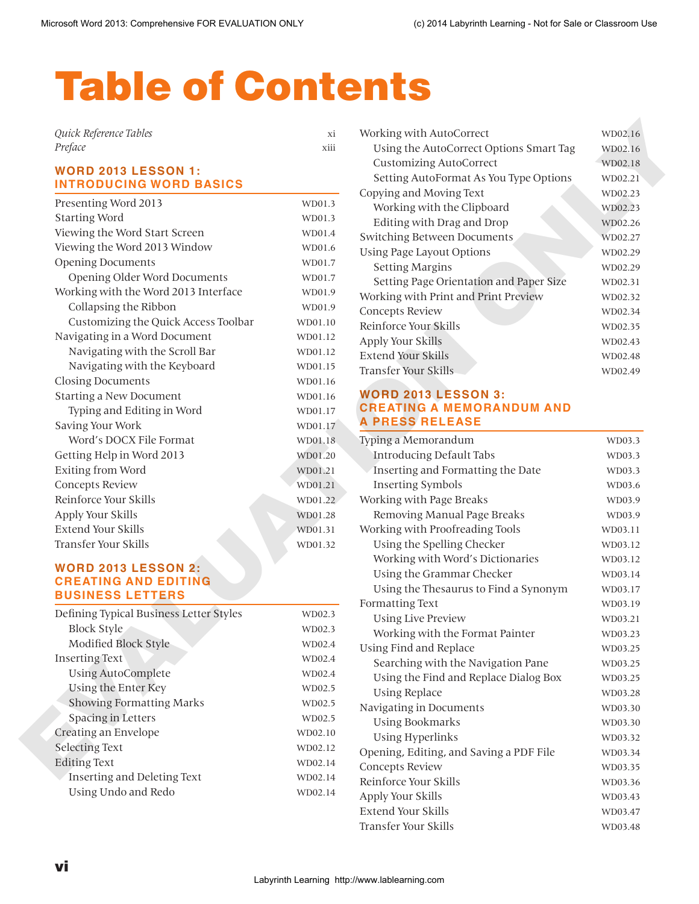# Table of Contents

*Quick Reference Tables* xi
*Preface* xiii

## WORD 2013 LESSON 1: INTRODUCING WORD BASICS

| | |
|---|---|
| Presenting Word 2013 | WD01.3 |
| Starting Word | WD01.3 |
| Viewing the Word Start Screen | WD01.4 |
| Viewing the Word 2013 Window | WD01.6 |
| Opening Documents | WD01.7 |
| &nbsp;&nbsp;Opening Older Word Documents | WD01.7 |
| Working with the Word 2013 Interface | WD01.9 |
| &nbsp;&nbsp;Collapsing the Ribbon | WD01.9 |
| &nbsp;&nbsp;Customizing the Quick Access Toolbar | WD01.10 |
| Navigating in a Word Document | WD01.12 |
| &nbsp;&nbsp;Navigating with the Scroll Bar | WD01.12 |
| &nbsp;&nbsp;Navigating with the Keyboard | WD01.15 |
| Closing Documents | WD01.16 |
| Starting a New Document | WD01.16 |
| &nbsp;&nbsp;Typing and Editing in Word | WD01.17 |
| Saving Your Work | WD01.17 |
| &nbsp;&nbsp;Word's DOCX File Format | WD01.18 |
| Getting Help in Word 2013 | WD01.20 |
| Exiting from Word | WD01.21 |
| Concepts Review | WD01.21 |
| Reinforce Your Skills | WD01.22 |
| Apply Your Skills | WD01.28 |
| Extend Your Skills | WD01.31 |
| Transfer Your Skills | WD01.32 |

## WORD 2013 LESSON 2: CREATING AND EDITING BUSINESS LETTERS

| | |
|---|---|
| Defining Typical Business Letter Styles | WD02.3 |
| &nbsp;&nbsp;Block Style | WD02.3 |
| &nbsp;&nbsp;Modified Block Style | WD02.4 |
| Inserting Text | WD02.4 |
| &nbsp;&nbsp;Using AutoComplete | WD02.4 |
| &nbsp;&nbsp;Using the Enter Key | WD02.5 |
| &nbsp;&nbsp;Showing Formatting Marks | WD02.5 |
| &nbsp;&nbsp;Spacing in Letters | WD02.5 |
| Creating an Envelope | WD02.10 |
| Selecting Text | WD02.12 |
| Editing Text | WD02.14 |
| &nbsp;&nbsp;Inserting and Deleting Text | WD02.14 |
| &nbsp;&nbsp;Using Undo and Redo | WD02.14 |
| Working with AutoCorrect | WD02.16 |
| &nbsp;&nbsp;Using the AutoCorrect Options Smart Tag | WD02.16 |
| &nbsp;&nbsp;Customizing AutoCorrect | WD02.18 |
| &nbsp;&nbsp;Setting AutoFormat As You Type Options | WD02.21 |
| Copying and Moving Text | WD02.23 |
| &nbsp;&nbsp;Working with the Clipboard | WD02.23 |
| &nbsp;&nbsp;Editing with Drag and Drop | WD02.26 |
| Switching Between Documents | WD02.27 |
| Using Page Layout Options | WD02.29 |
| &nbsp;&nbsp;Setting Margins | WD02.29 |
| &nbsp;&nbsp;Setting Page Orientation and Paper Size | WD02.31 |
| Working with Print and Print Preview | WD02.32 |
| Concepts Review | WD02.34 |
| Reinforce Your Skills | WD02.35 |
| Apply Your Skills | WD02.43 |
| Extend Your Skills | WD02.48 |
| Transfer Your Skills | WD02.49 |

## WORD 2013 LESSON 3: CREATING A MEMORANDUM AND A PRESS RELEASE

| | |
|---|---|
| Typing a Memorandum | WD03.3 |
| &nbsp;&nbsp;Introducing Default Tabs | WD03.3 |
| &nbsp;&nbsp;Inserting and Formatting the Date | WD03.3 |
| &nbsp;&nbsp;Inserting Symbols | WD03.6 |
| Working with Page Breaks | WD03.9 |
| &nbsp;&nbsp;Removing Manual Page Breaks | WD03.9 |
| Working with Proofreading Tools | WD03.11 |
| &nbsp;&nbsp;Using the Spelling Checker | WD03.12 |
| &nbsp;&nbsp;Working with Word's Dictionaries | WD03.12 |
| &nbsp;&nbsp;Using the Grammar Checker | WD03.14 |
| &nbsp;&nbsp;Using the Thesaurus to Find a Synonym | WD03.17 |
| Formatting Text | WD03.19 |
| &nbsp;&nbsp;Using Live Preview | WD03.21 |
| &nbsp;&nbsp;Working with the Format Painter | WD03.23 |
| Using Find and Replace | WD03.25 |
| &nbsp;&nbsp;Searching with the Navigation Pane | WD03.25 |
| &nbsp;&nbsp;Using the Find and Replace Dialog Box | WD03.25 |
| &nbsp;&nbsp;Using Replace | WD03.28 |
| Navigating in Documents | WD03.30 |
| &nbsp;&nbsp;Using Bookmarks | WD03.30 |
| &nbsp;&nbsp;Using Hyperlinks | WD03.32 |
| Opening, Editing, and Saving a PDF File | WD03.34 |
| Concepts Review | WD03.35 |
| Reinforce Your Skills | WD03.36 |
| Apply Your Skills | WD03.43 |
| Extend Your Skills | WD03.47 |
| Transfer Your Skills | WD03.48 |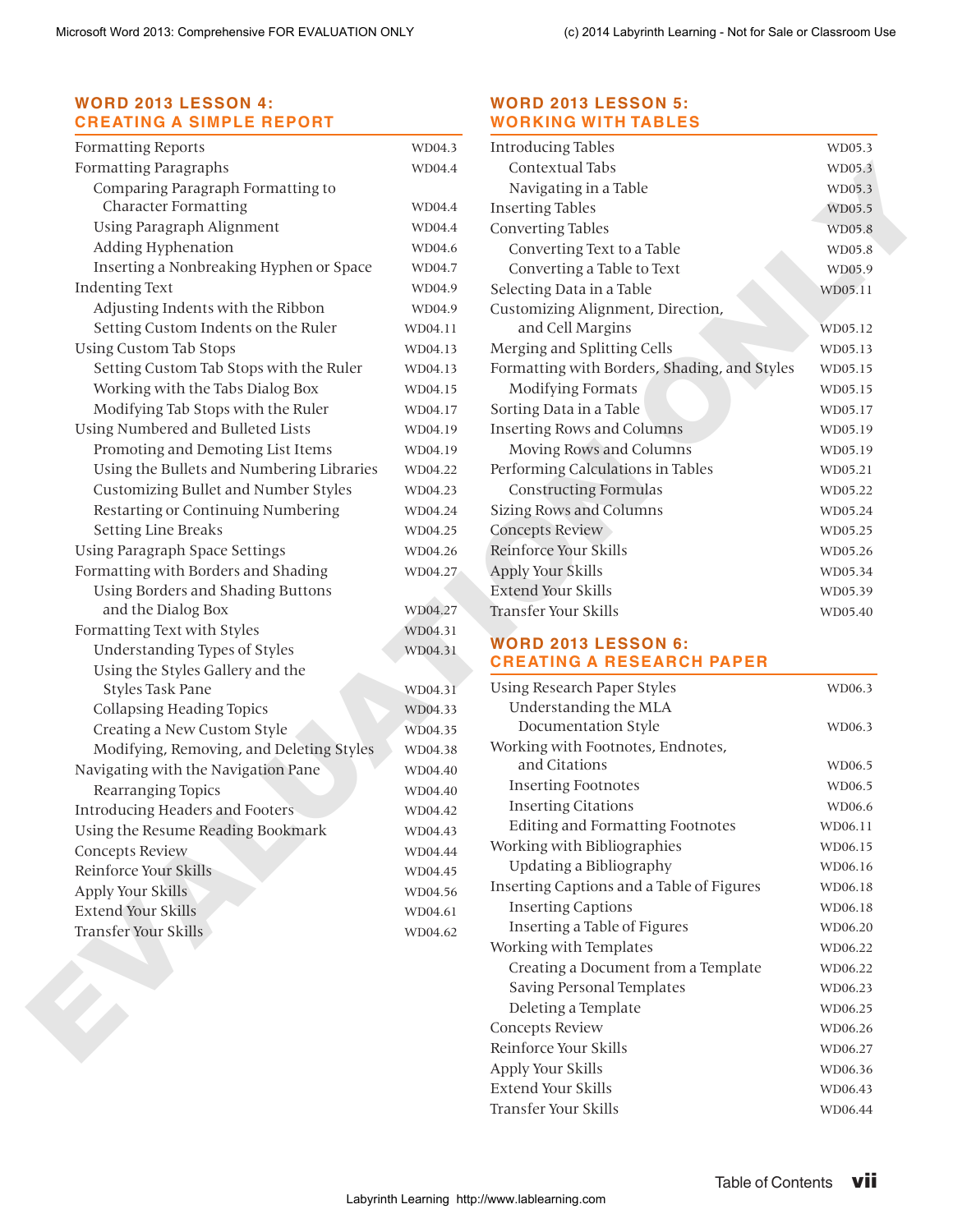## WORD 2013 LESSON 4: CREATING A SIMPLE REPORT

| | |
|---|---|
| Formatting Reports | WD04.3 |
| Formatting Paragraphs | WD04.4 |
| Comparing Paragraph Formatting to Character Formatting | WD04.4 |
| Using Paragraph Alignment | WD04.4 |
| Adding Hyphenation | WD04.6 |
| Inserting a Nonbreaking Hyphen or Space | WD04.7 |
| Indenting Text | WD04.9 |
| Adjusting Indents with the Ribbon | WD04.9 |
| Setting Custom Indents on the Ruler | WD04.11 |
| Using Custom Tab Stops | WD04.13 |
| Setting Custom Tab Stops with the Ruler | WD04.13 |
| Working with the Tabs Dialog Box | WD04.15 |
| Modifying Tab Stops with the Ruler | WD04.17 |
| Using Numbered and Bulleted Lists | WD04.19 |
| Promoting and Demoting List Items | WD04.19 |
| Using the Bullets and Numbering Libraries | WD04.22 |
| Customizing Bullet and Number Styles | WD04.23 |
| Restarting or Continuing Numbering | WD04.24 |
| Setting Line Breaks | WD04.25 |
| Using Paragraph Space Settings | WD04.26 |
| Formatting with Borders and Shading | WD04.27 |
| Using Borders and Shading Buttons and the Dialog Box | WD04.27 |
| Formatting Text with Styles | WD04.31 |
| Understanding Types of Styles | WD04.31 |
| Using the Styles Gallery and the Styles Task Pane | WD04.31 |
| Collapsing Heading Topics | WD04.33 |
| Creating a New Custom Style | WD04.35 |
| Modifying, Removing, and Deleting Styles | WD04.38 |
| Navigating with the Navigation Pane | WD04.40 |
| Rearranging Topics | WD04.40 |
| Introducing Headers and Footers | WD04.42 |
| Using the Resume Reading Bookmark | WD04.43 |
| Concepts Review | WD04.44 |
| Reinforce Your Skills | WD04.45 |
| Apply Your Skills | WD04.56 |
| Extend Your Skills | WD04.61 |
| Transfer Your Skills | WD04.62 |

## WORD 2013 LESSON 5: WORKING WITH TABLES

| | |
|---|---|
| Introducing Tables | WD05.3 |
| Contextual Tabs | WD05.3 |
| Navigating in a Table | WD05.3 |
| Inserting Tables | WD05.5 |
| Converting Tables | WD05.8 |
| Converting Text to a Table | WD05.8 |
| Converting a Table to Text | WD05.9 |
| Selecting Data in a Table | WD05.11 |
| Customizing Alignment, Direction, and Cell Margins | WD05.12 |
| Merging and Splitting Cells | WD05.13 |
| Formatting with Borders, Shading, and Styles | WD05.15 |
| Modifying Formats | WD05.15 |
| Sorting Data in a Table | WD05.17 |
| Inserting Rows and Columns | WD05.19 |
| Moving Rows and Columns | WD05.19 |
| Performing Calculations in Tables | WD05.21 |
| Constructing Formulas | WD05.22 |
| Sizing Rows and Columns | WD05.24 |
| Concepts Review | WD05.25 |
| Reinforce Your Skills | WD05.26 |
| Apply Your Skills | WD05.34 |
| Extend Your Skills | WD05.39 |
| Transfer Your Skills | WD05.40 |

## WORD 2013 LESSON 6: CREATING A RESEARCH PAPER

| | |
|---|---|
| Using Research Paper Styles | WD06.3 |
| Understanding the MLA Documentation Style | WD06.3 |
| Working with Footnotes, Endnotes, and Citations | WD06.5 |
| Inserting Footnotes | WD06.5 |
| Inserting Citations | WD06.6 |
| Editing and Formatting Footnotes | WD06.11 |
| Working with Bibliographies | WD06.15 |
| Updating a Bibliography | WD06.16 |
| Inserting Captions and a Table of Figures | WD06.18 |
| Inserting Captions | WD06.18 |
| Inserting a Table of Figures | WD06.20 |
| Working with Templates | WD06.22 |
| Creating a Document from a Template | WD06.22 |
| Saving Personal Templates | WD06.23 |
| Deleting a Template | WD06.25 |
| Concepts Review | WD06.26 |
| Reinforce Your Skills | WD06.27 |
| Apply Your Skills | WD06.36 |
| Extend Your Skills | WD06.43 |
| Transfer Your Skills | WD06.44 |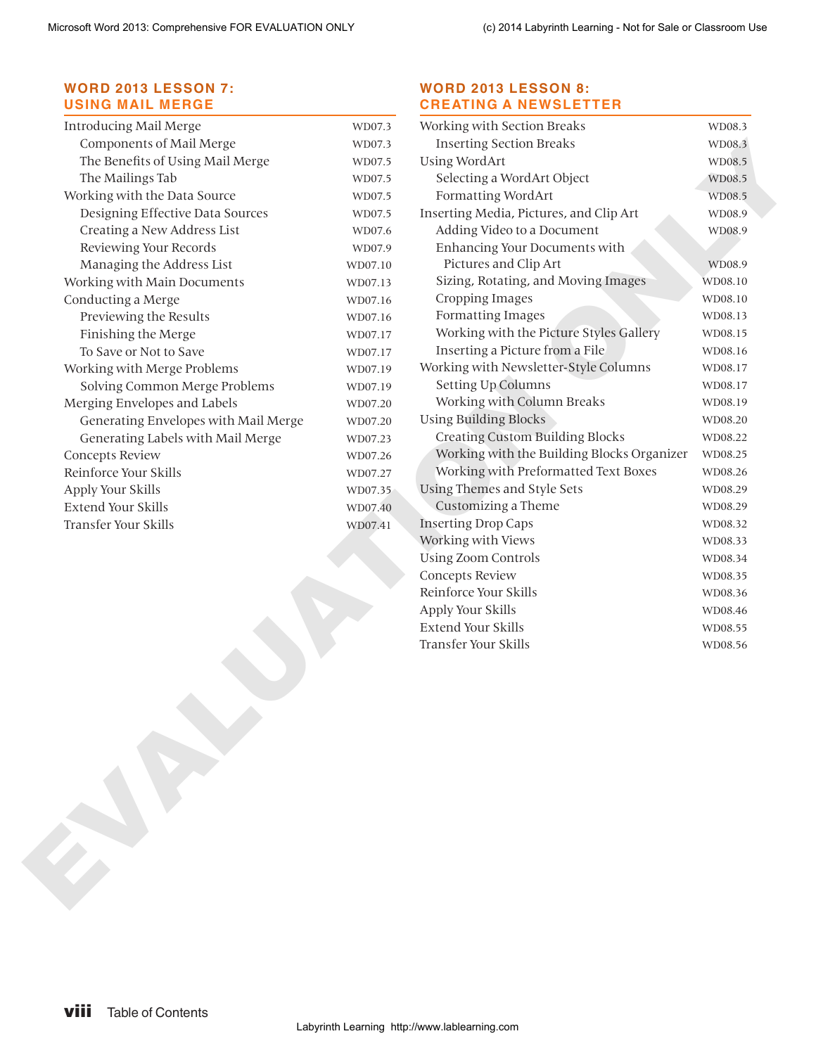## WORD 2013 LESSON 7: USING MAIL MERGE

| | |
|---|---|
| Introducing Mail Merge | WD07.3 |
| Components of Mail Merge | WD07.3 |
| The Benefits of Using Mail Merge | WD07.5 |
| The Mailings Tab | WD07.5 |
| Working with the Data Source | WD07.5 |
| Designing Effective Data Sources | WD07.5 |
| Creating a New Address List | WD07.6 |
| Reviewing Your Records | WD07.9 |
| Managing the Address List | WD07.10 |
| Working with Main Documents | WD07.13 |
| Conducting a Merge | WD07.16 |
| Previewing the Results | WD07.16 |
| Finishing the Merge | WD07.17 |
| To Save or Not to Save | WD07.17 |
| Working with Merge Problems | WD07.19 |
| Solving Common Merge Problems | WD07.19 |
| Merging Envelopes and Labels | WD07.20 |
| Generating Envelopes with Mail Merge | WD07.20 |
| Generating Labels with Mail Merge | WD07.23 |
| Concepts Review | WD07.26 |
| Reinforce Your Skills | WD07.27 |
| Apply Your Skills | WD07.35 |
| Extend Your Skills | WD07.40 |
| Transfer Your Skills | WD07.41 |

## WORD 2013 LESSON 8: CREATING A NEWSLETTER

| | |
|---|---|
| Working with Section Breaks | WD08.3 |
| Inserting Section Breaks | WD08.3 |
| Using WordArt | WD08.5 |
| Selecting a WordArt Object | WD08.5 |
| Formatting WordArt | WD08.5 |
| Inserting Media, Pictures, and Clip Art | WD08.9 |
| Adding Video to a Document | WD08.9 |
| Enhancing Your Documents with Pictures and Clip Art | WD08.9 |
| Sizing, Rotating, and Moving Images | WD08.10 |
| Cropping Images | WD08.10 |
| Formatting Images | WD08.13 |
| Working with the Picture Styles Gallery | WD08.15 |
| Inserting a Picture from a File | WD08.16 |
| Working with Newsletter-Style Columns | WD08.17 |
| Setting Up Columns | WD08.17 |
| Working with Column Breaks | WD08.19 |
| Using Building Blocks | WD08.20 |
| Creating Custom Building Blocks | WD08.22 |
| Working with the Building Blocks Organizer | WD08.25 |
| Working with Preformatted Text Boxes | WD08.26 |
| Using Themes and Style Sets | WD08.29 |
| Customizing a Theme | WD08.29 |
| Inserting Drop Caps | WD08.32 |
| Working with Views | WD08.33 |
| Using Zoom Controls | WD08.34 |
| Concepts Review | WD08.35 |
| Reinforce Your Skills | WD08.36 |
| Apply Your Skills | WD08.46 |
| Extend Your Skills | WD08.55 |
| Transfer Your Skills | WD08.56 |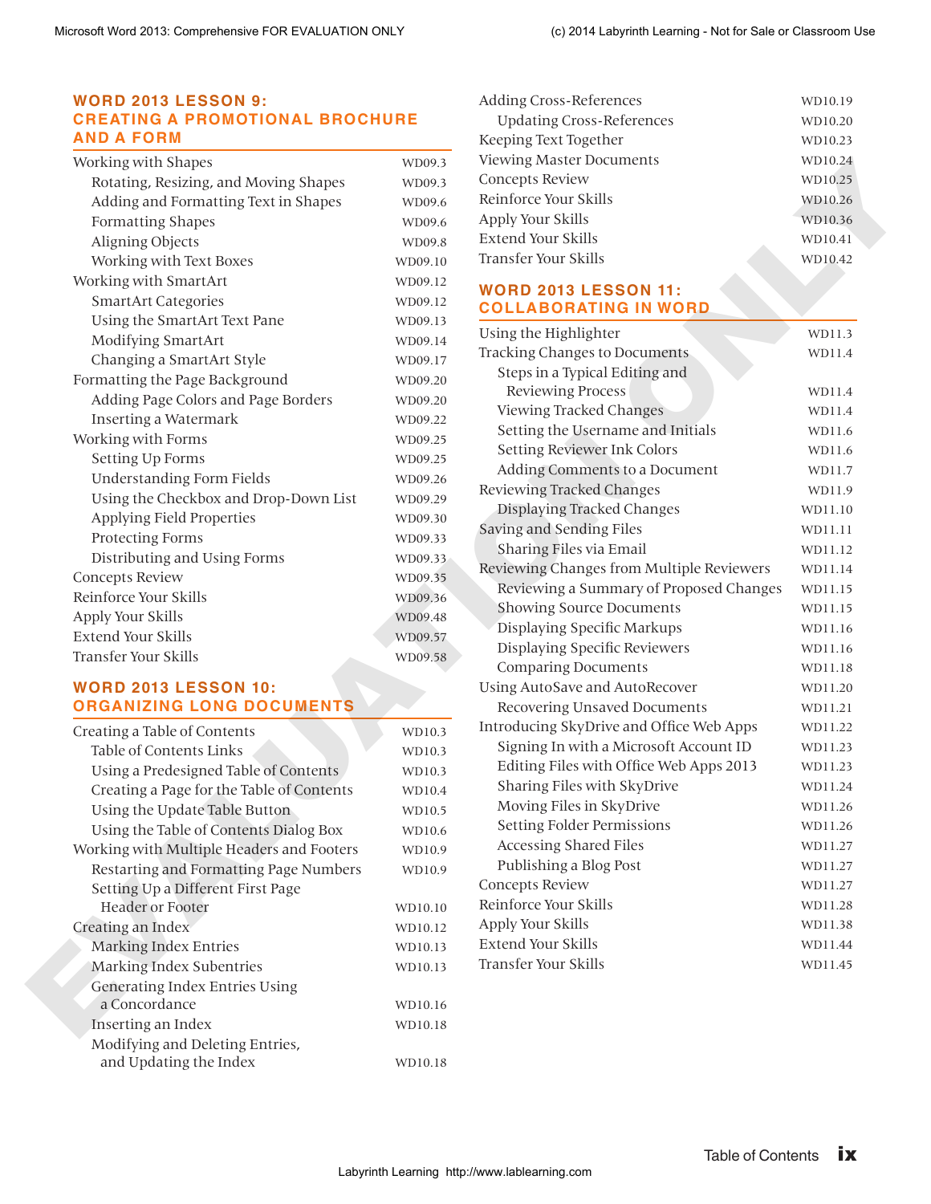## WORD 2013 LESSON 9: CREATING A PROMOTIONAL BROCHURE AND A FORM

| | |
|---|---|
| Working with Shapes | WD09.3 |
| &nbsp;&nbsp;&nbsp;&nbsp;Rotating, Resizing, and Moving Shapes | WD09.3 |
| &nbsp;&nbsp;&nbsp;&nbsp;Adding and Formatting Text in Shapes | WD09.6 |
| &nbsp;&nbsp;&nbsp;&nbsp;Formatting Shapes | WD09.6 |
| &nbsp;&nbsp;&nbsp;&nbsp;Aligning Objects | WD09.8 |
| &nbsp;&nbsp;&nbsp;&nbsp;Working with Text Boxes | WD09.10 |
| Working with SmartArt | WD09.12 |
| &nbsp;&nbsp;&nbsp;&nbsp;SmartArt Categories | WD09.12 |
| &nbsp;&nbsp;&nbsp;&nbsp;Using the SmartArt Text Pane | WD09.13 |
| &nbsp;&nbsp;&nbsp;&nbsp;Modifying SmartArt | WD09.14 |
| &nbsp;&nbsp;&nbsp;&nbsp;Changing a SmartArt Style | WD09.17 |
| Formatting the Page Background | WD09.20 |
| &nbsp;&nbsp;&nbsp;&nbsp;Adding Page Colors and Page Borders | WD09.20 |
| &nbsp;&nbsp;&nbsp;&nbsp;Inserting a Watermark | WD09.22 |
| Working with Forms | WD09.25 |
| &nbsp;&nbsp;&nbsp;&nbsp;Setting Up Forms | WD09.25 |
| &nbsp;&nbsp;&nbsp;&nbsp;Understanding Form Fields | WD09.26 |
| &nbsp;&nbsp;&nbsp;&nbsp;Using the Checkbox and Drop-Down List | WD09.29 |
| &nbsp;&nbsp;&nbsp;&nbsp;Applying Field Properties | WD09.30 |
| &nbsp;&nbsp;&nbsp;&nbsp;Protecting Forms | WD09.33 |
| &nbsp;&nbsp;&nbsp;&nbsp;Distributing and Using Forms | WD09.33 |
| Concepts Review | WD09.35 |
| Reinforce Your Skills | WD09.36 |
| Apply Your Skills | WD09.48 |
| Extend Your Skills | WD09.57 |
| Transfer Your Skills | WD09.58 |

## WORD 2013 LESSON 10: ORGANIZING LONG DOCUMENTS

| | |
|---|---|
| Creating a Table of Contents | WD10.3 |
| &nbsp;&nbsp;&nbsp;&nbsp;Table of Contents Links | WD10.3 |
| &nbsp;&nbsp;&nbsp;&nbsp;Using a Predesigned Table of Contents | WD10.3 |
| &nbsp;&nbsp;&nbsp;&nbsp;Creating a Page for the Table of Contents | WD10.4 |
| &nbsp;&nbsp;&nbsp;&nbsp;Using the Update Table Button | WD10.5 |
| &nbsp;&nbsp;&nbsp;&nbsp;Using the Table of Contents Dialog Box | WD10.6 |
| Working with Multiple Headers and Footers | WD10.9 |
| &nbsp;&nbsp;&nbsp;&nbsp;Restarting and Formatting Page Numbers | WD10.9 |
| &nbsp;&nbsp;&nbsp;&nbsp;Setting Up a Different First Page Header or Footer | WD10.10 |
| Creating an Index | WD10.12 |
| &nbsp;&nbsp;&nbsp;&nbsp;Marking Index Entries | WD10.13 |
| &nbsp;&nbsp;&nbsp;&nbsp;Marking Index Subentries | WD10.13 |
| &nbsp;&nbsp;&nbsp;&nbsp;Generating Index Entries Using a Concordance | WD10.16 |
| &nbsp;&nbsp;&nbsp;&nbsp;Inserting an Index | WD10.18 |
| &nbsp;&nbsp;&nbsp;&nbsp;Modifying and Deleting Entries, and Updating the Index | WD10.18 |
| Adding Cross-References | WD10.19 |
| &nbsp;&nbsp;&nbsp;&nbsp;Updating Cross-References | WD10.20 |
| Keeping Text Together | WD10.23 |
| Viewing Master Documents | WD10.24 |
| Concepts Review | WD10.25 |
| Reinforce Your Skills | WD10.26 |
| Apply Your Skills | WD10.36 |
| Extend Your Skills | WD10.41 |
| Transfer Your Skills | WD10.42 |

## WORD 2013 LESSON 11: COLLABORATING IN WORD

| | |
|---|---|
| Using the Highlighter | WD11.3 |
| Tracking Changes to Documents | WD11.4 |
| &nbsp;&nbsp;&nbsp;&nbsp;Steps in a Typical Editing and Reviewing Process | WD11.4 |
| &nbsp;&nbsp;&nbsp;&nbsp;Viewing Tracked Changes | WD11.4 |
| &nbsp;&nbsp;&nbsp;&nbsp;Setting the Username and Initials | WD11.6 |
| &nbsp;&nbsp;&nbsp;&nbsp;Setting Reviewer Ink Colors | WD11.6 |
| &nbsp;&nbsp;&nbsp;&nbsp;Adding Comments to a Document | WD11.7 |
| Reviewing Tracked Changes | WD11.9 |
| &nbsp;&nbsp;&nbsp;&nbsp;Displaying Tracked Changes | WD11.10 |
| Saving and Sending Files | WD11.11 |
| &nbsp;&nbsp;&nbsp;&nbsp;Sharing Files via Email | WD11.12 |
| Reviewing Changes from Multiple Reviewers | WD11.14 |
| &nbsp;&nbsp;&nbsp;&nbsp;Reviewing a Summary of Proposed Changes | WD11.15 |
| &nbsp;&nbsp;&nbsp;&nbsp;Showing Source Documents | WD11.15 |
| &nbsp;&nbsp;&nbsp;&nbsp;Displaying Specific Markups | WD11.16 |
| &nbsp;&nbsp;&nbsp;&nbsp;Displaying Specific Reviewers | WD11.16 |
| &nbsp;&nbsp;&nbsp;&nbsp;Comparing Documents | WD11.18 |
| Using AutoSave and AutoRecover | WD11.20 |
| &nbsp;&nbsp;&nbsp;&nbsp;Recovering Unsaved Documents | WD11.21 |
| Introducing SkyDrive and Office Web Apps | WD11.22 |
| &nbsp;&nbsp;&nbsp;&nbsp;Signing In with a Microsoft Account ID | WD11.23 |
| &nbsp;&nbsp;&nbsp;&nbsp;Editing Files with Office Web Apps 2013 | WD11.23 |
| &nbsp;&nbsp;&nbsp;&nbsp;Sharing Files with SkyDrive | WD11.24 |
| &nbsp;&nbsp;&nbsp;&nbsp;Moving Files in SkyDrive | WD11.26 |
| &nbsp;&nbsp;&nbsp;&nbsp;Setting Folder Permissions | WD11.26 |
| &nbsp;&nbsp;&nbsp;&nbsp;Accessing Shared Files | WD11.27 |
| &nbsp;&nbsp;&nbsp;&nbsp;Publishing a Blog Post | WD11.27 |
| Concepts Review | WD11.27 |
| Reinforce Your Skills | WD11.28 |
| Apply Your Skills | WD11.38 |
| Extend Your Skills | WD11.44 |
| Transfer Your Skills | WD11.45 |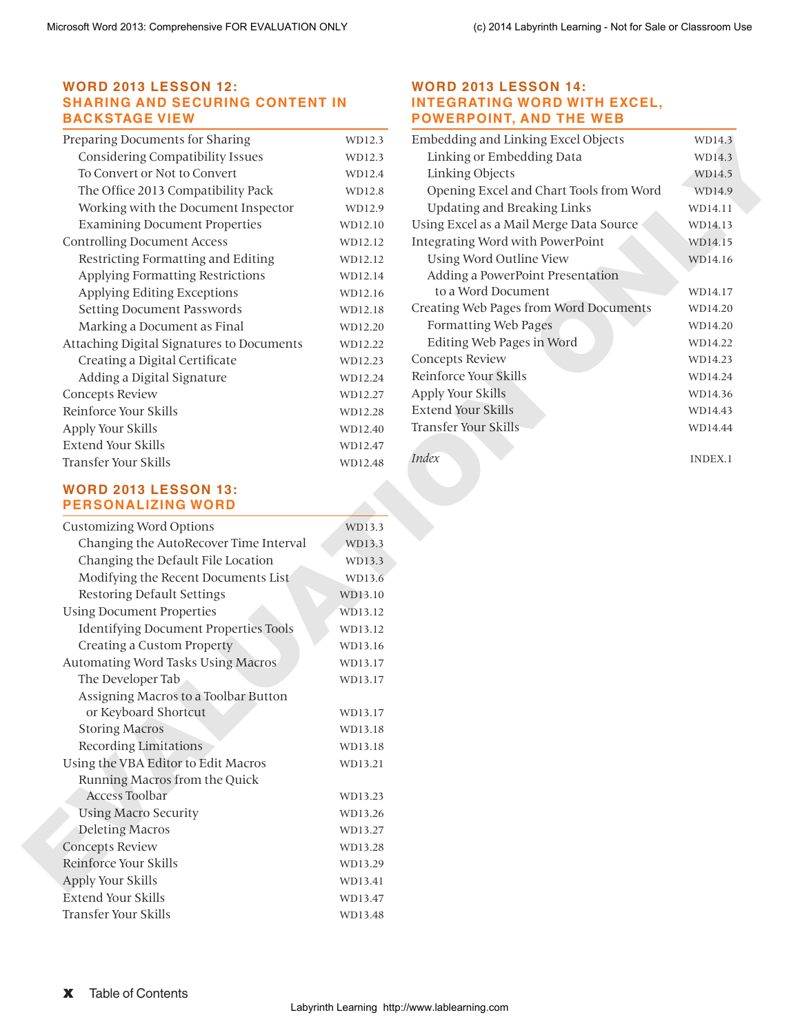## WORD 2013 LESSON 12: SHARING AND SECURING CONTENT IN BACKSTAGE VIEW

| | |
|---|---|
| Preparing Documents for Sharing | WD12.3 |
| Considering Compatibility Issues | WD12.3 |
| To Convert or Not to Convert | WD12.4 |
| The Office 2013 Compatibility Pack | WD12.8 |
| Working with the Document Inspector | WD12.9 |
| Examining Document Properties | WD12.10 |
| Controlling Document Access | WD12.12 |
| Restricting Formatting and Editing | WD12.12 |
| Applying Formatting Restrictions | WD12.14 |
| Applying Editing Exceptions | WD12.16 |
| Setting Document Passwords | WD12.18 |
| Marking a Document as Final | WD12.20 |
| Attaching Digital Signatures to Documents | WD12.22 |
| Creating a Digital Certificate | WD12.23 |
| Adding a Digital Signature | WD12.24 |
| Concepts Review | WD12.27 |
| Reinforce Your Skills | WD12.28 |
| Apply Your Skills | WD12.40 |
| Extend Your Skills | WD12.47 |
| Transfer Your Skills | WD12.48 |

## WORD 2013 LESSON 13: PERSONALIZING WORD

| | |
|---|---|
| Customizing Word Options | WD13.3 |
| Changing the AutoRecover Time Interval | WD13.3 |
| Changing the Default File Location | WD13.3 |
| Modifying the Recent Documents List | WD13.6 |
| Restoring Default Settings | WD13.10 |
| Using Document Properties | WD13.12 |
| Identifying Document Properties Tools | WD13.12 |
| Creating a Custom Property | WD13.16 |
| Automating Word Tasks Using Macros | WD13.17 |
| The Developer Tab | WD13.17 |
| Assigning Macros to a Toolbar Button or Keyboard Shortcut | WD13.17 |
| Storing Macros | WD13.18 |
| Recording Limitations | WD13.18 |
| Using the VBA Editor to Edit Macros | WD13.21 |
| Running Macros from the Quick Access Toolbar | WD13.23 |
| Using Macro Security | WD13.26 |
| Deleting Macros | WD13.27 |
| Concepts Review | WD13.28 |
| Reinforce Your Skills | WD13.29 |
| Apply Your Skills | WD13.41 |
| Extend Your Skills | WD13.47 |
| Transfer Your Skills | WD13.48 |

## WORD 2013 LESSON 14: INTEGRATING WORD WITH EXCEL, POWERPOINT, AND THE WEB

| | |
|---|---|
| Embedding and Linking Excel Objects | WD14.3 |
| Linking or Embedding Data | WD14.3 |
| Linking Objects | WD14.5 |
| Opening Excel and Chart Tools from Word | WD14.9 |
| Updating and Breaking Links | WD14.11 |
| Using Excel as a Mail Merge Data Source | WD14.13 |
| Integrating Word with PowerPoint | WD14.15 |
| Using Word Outline View | WD14.16 |
| Adding a PowerPoint Presentation to a Word Document | WD14.17 |
| Creating Web Pages from Word Documents | WD14.20 |
| Formatting Web Pages | WD14.20 |
| Editing Web Pages in Word | WD14.22 |
| Concepts Review | WD14.23 |
| Reinforce Your Skills | WD14.24 |
| Apply Your Skills | WD14.36 |
| Extend Your Skills | WD14.43 |
| Transfer Your Skills | WD14.44 |

| | |
|---|---|
| *Index* | INDEX.1 |